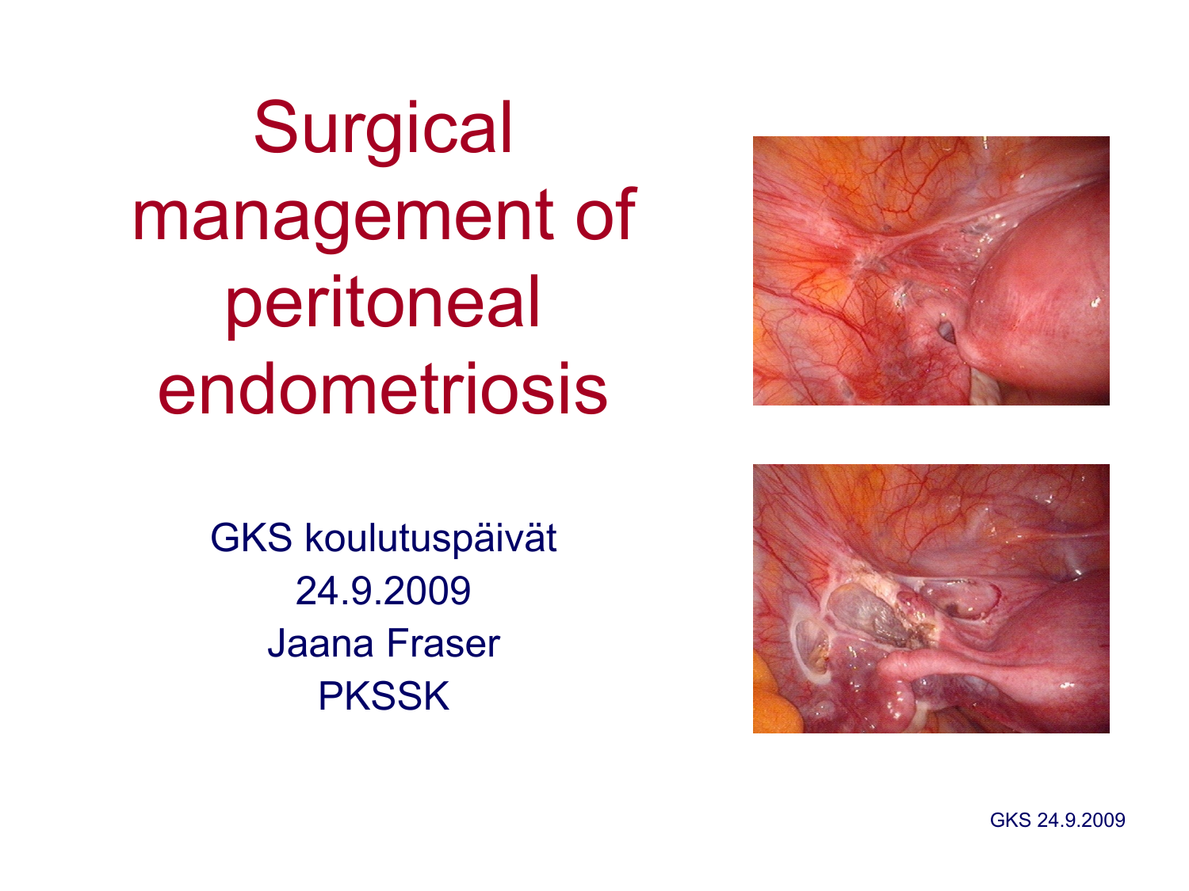# Surgical management of peritoneal endometriosis

GKS koulutuspäivät
24.9.2009
Jaana Fraser
PKSSK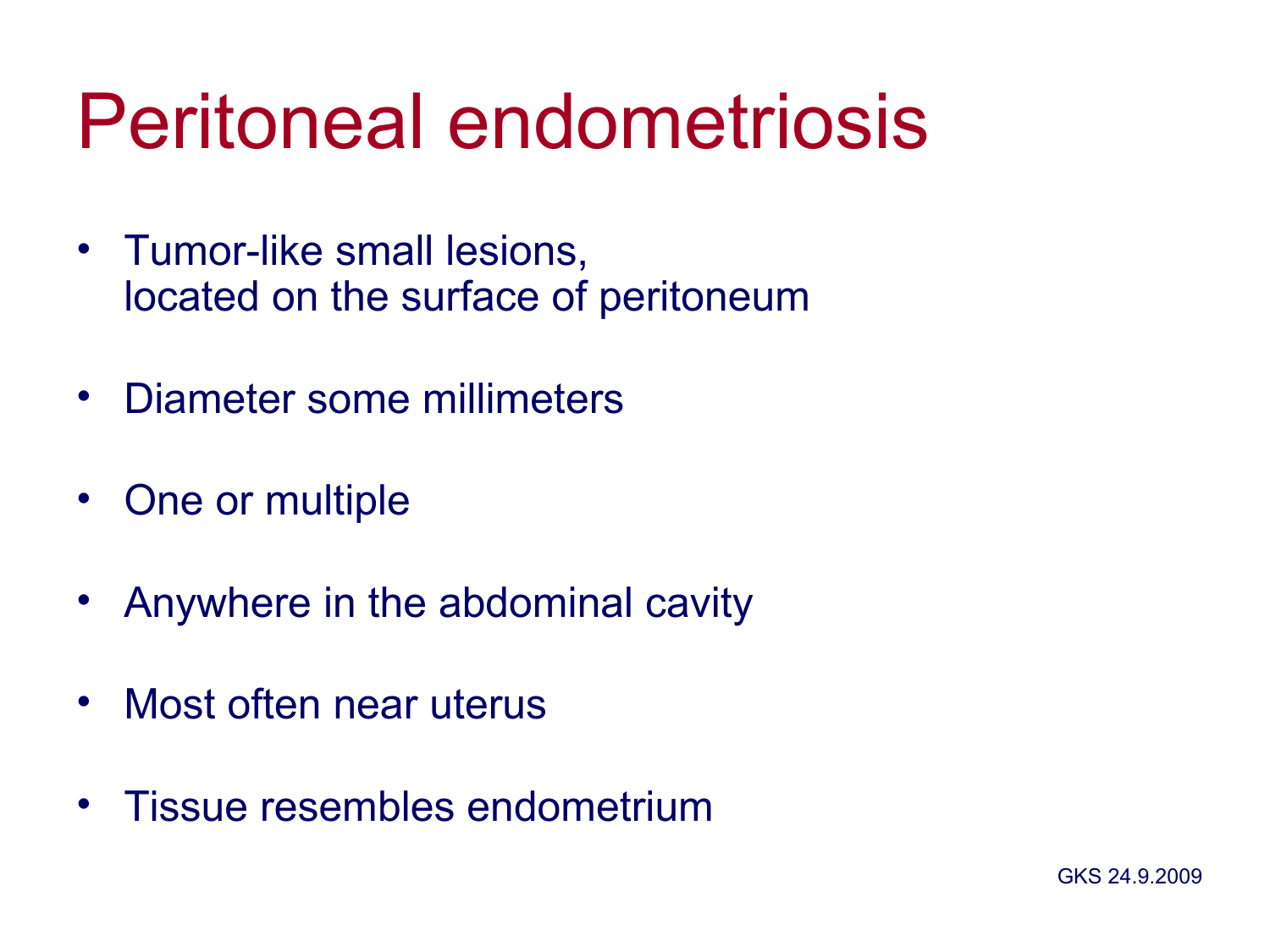# Peritoneal endometriosis

- Tumor-like small lesions,
  located on the surface of peritoneum
- Diameter some millimeters
- One or multiple
- Anywhere in the abdominal cavity
- Most often near uterus
- Tissue resembles endometrium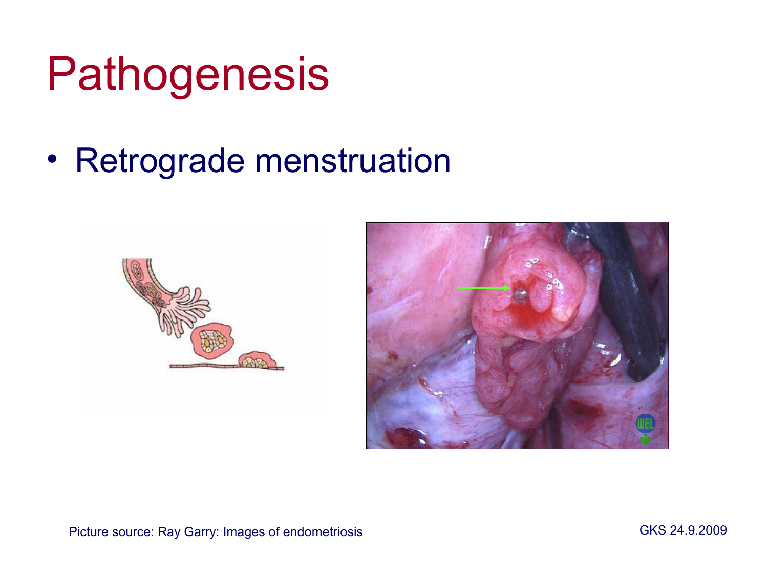# Pathogenesis

- Retrograde menstruation

Picture source: Ray Garry: Images of endometriosis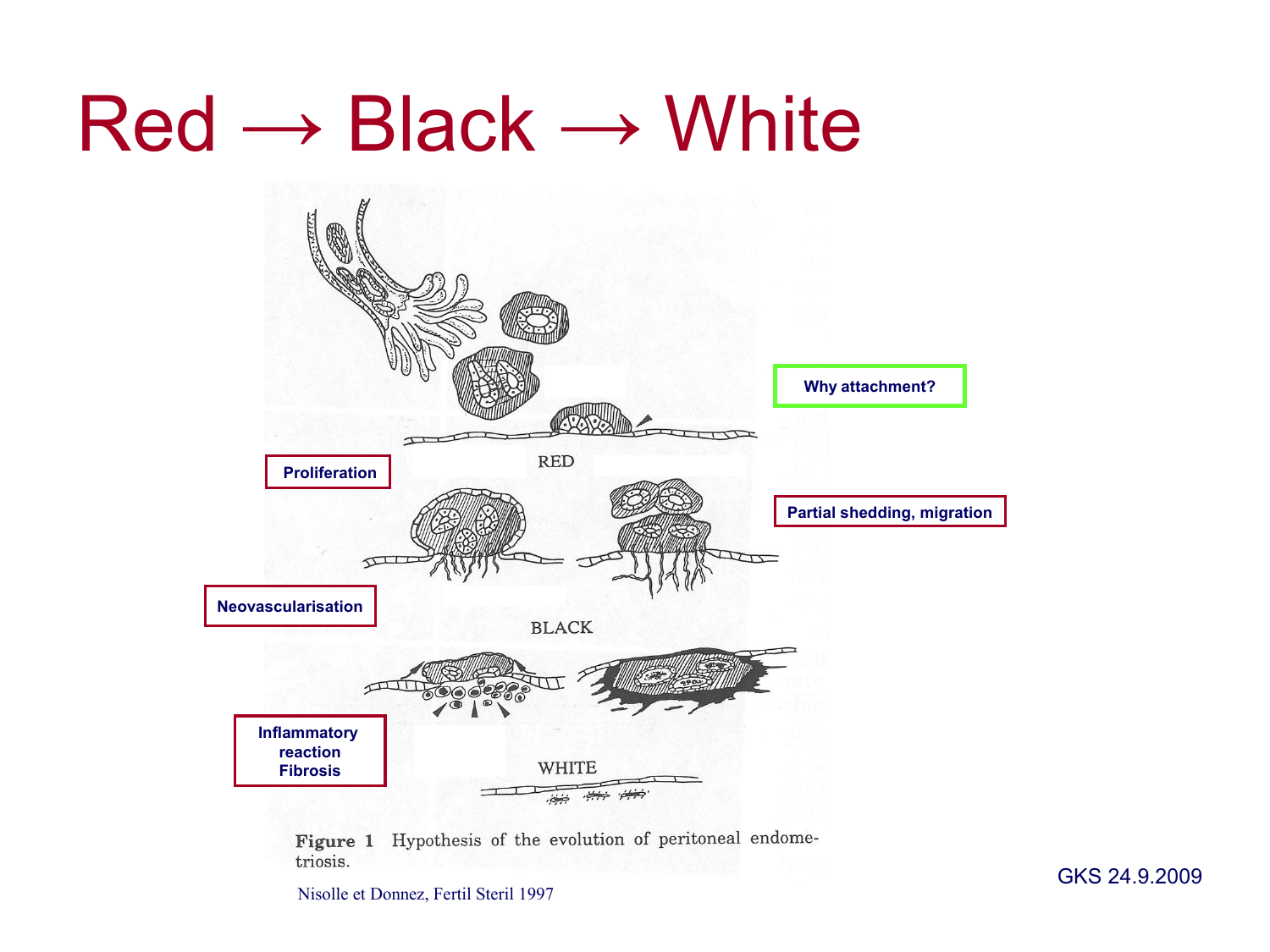# Red → Black → White

Why attachment?

RED

Proliferation

Partial shedding, migration

Neovascularisation

BLACK

Inflammatory reaction Fibrosis

WHITE

**Figure 1** Hypothesis of the evolution of peritoneal endometriosis.

Nisolle et Donnez, Fertil Steril 1997

GKS 24.9.2009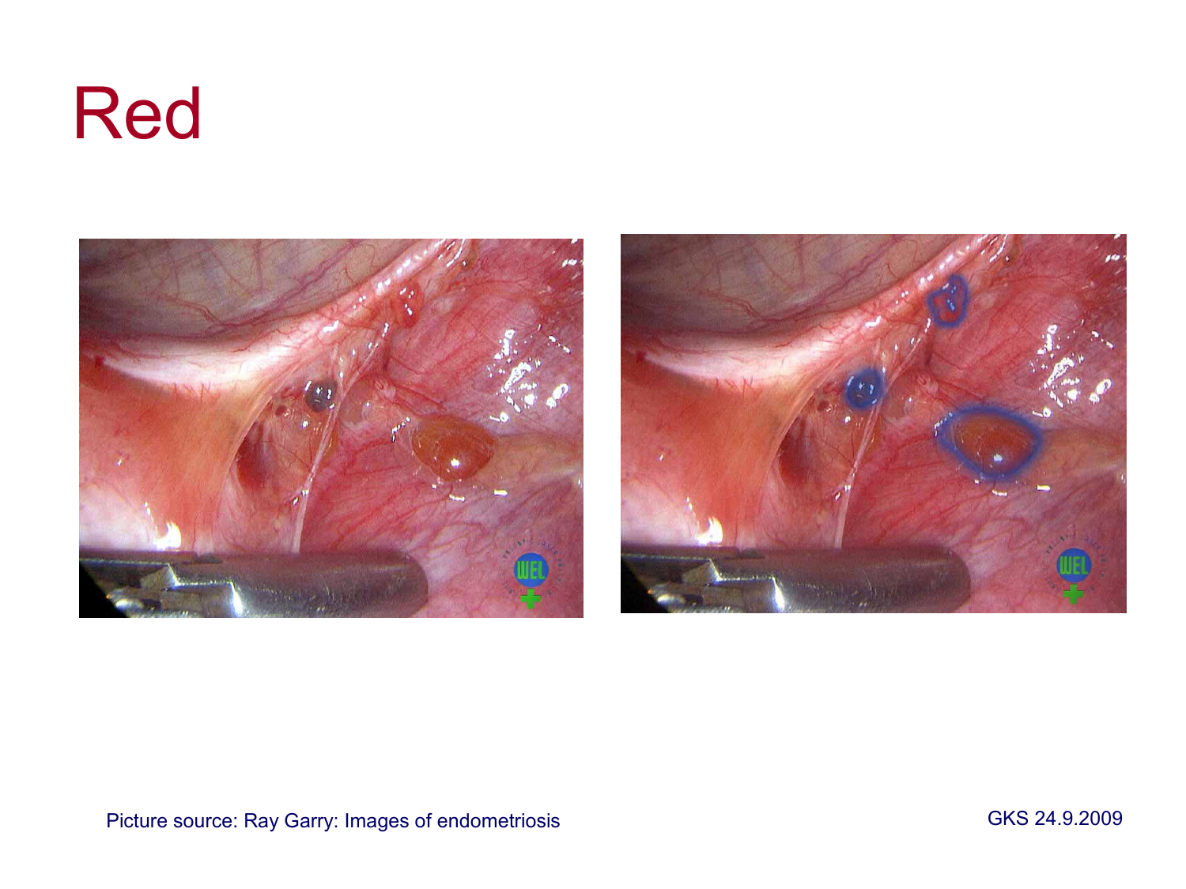# Red

Picture source: Ray Garry: Images of endometriosis

GKS 24.9.2009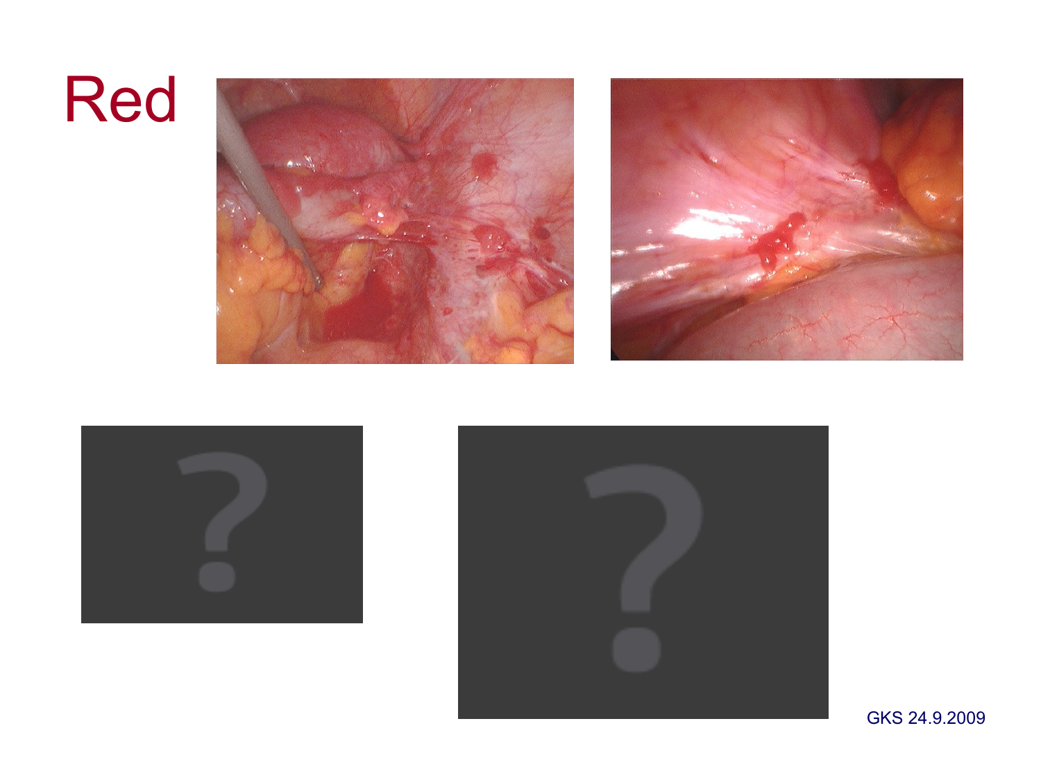# Red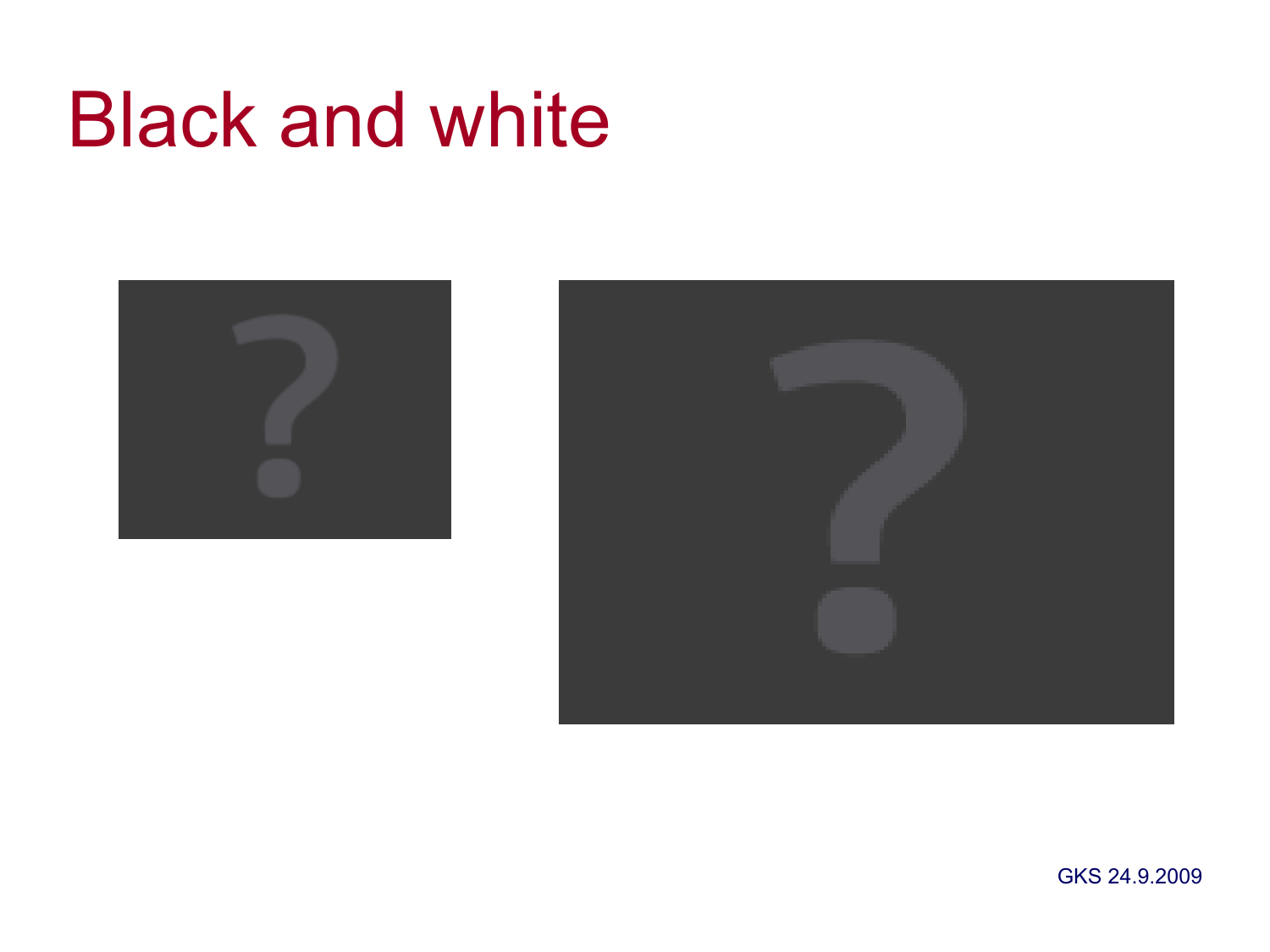# Black and white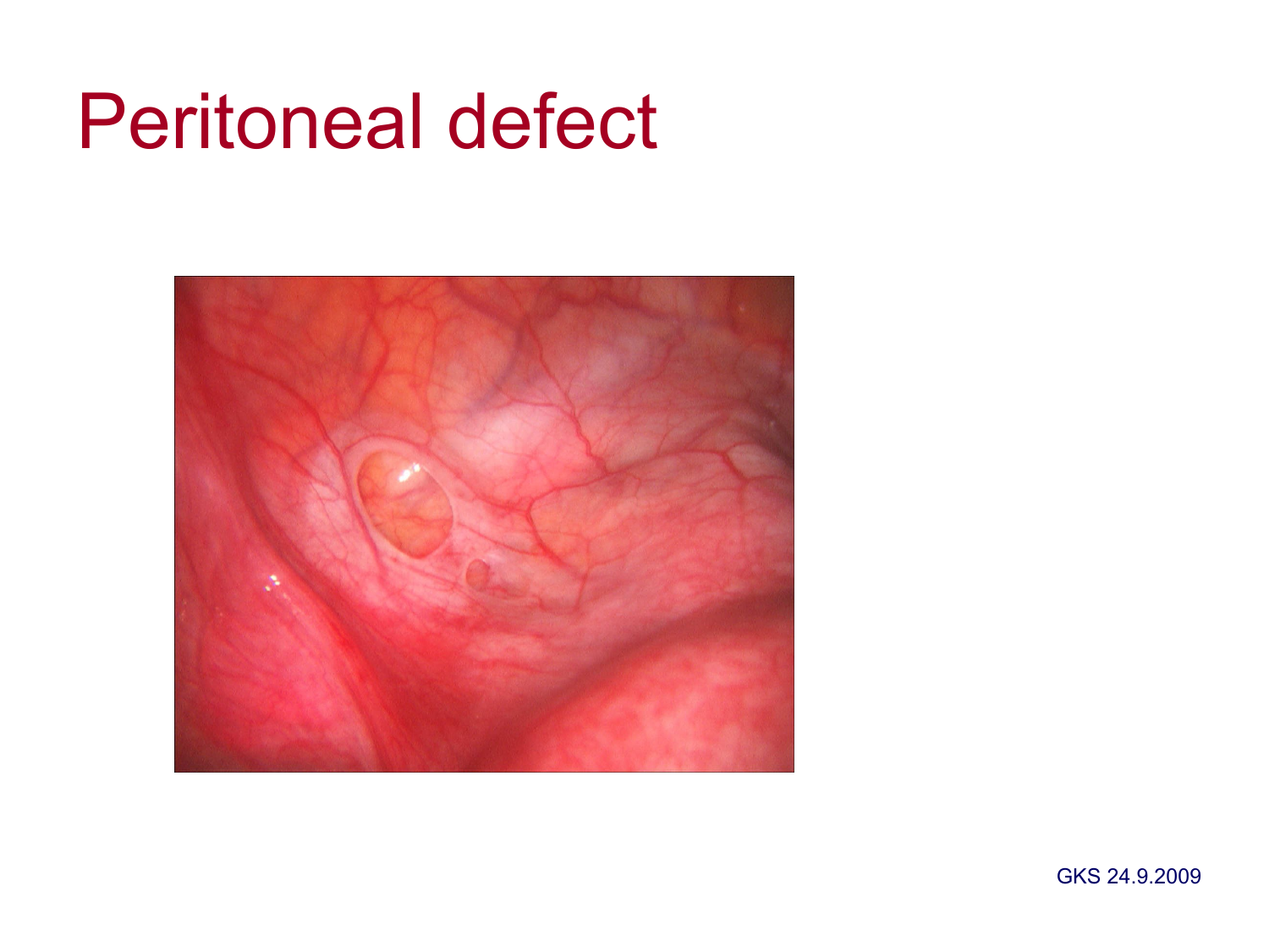# Peritoneal defect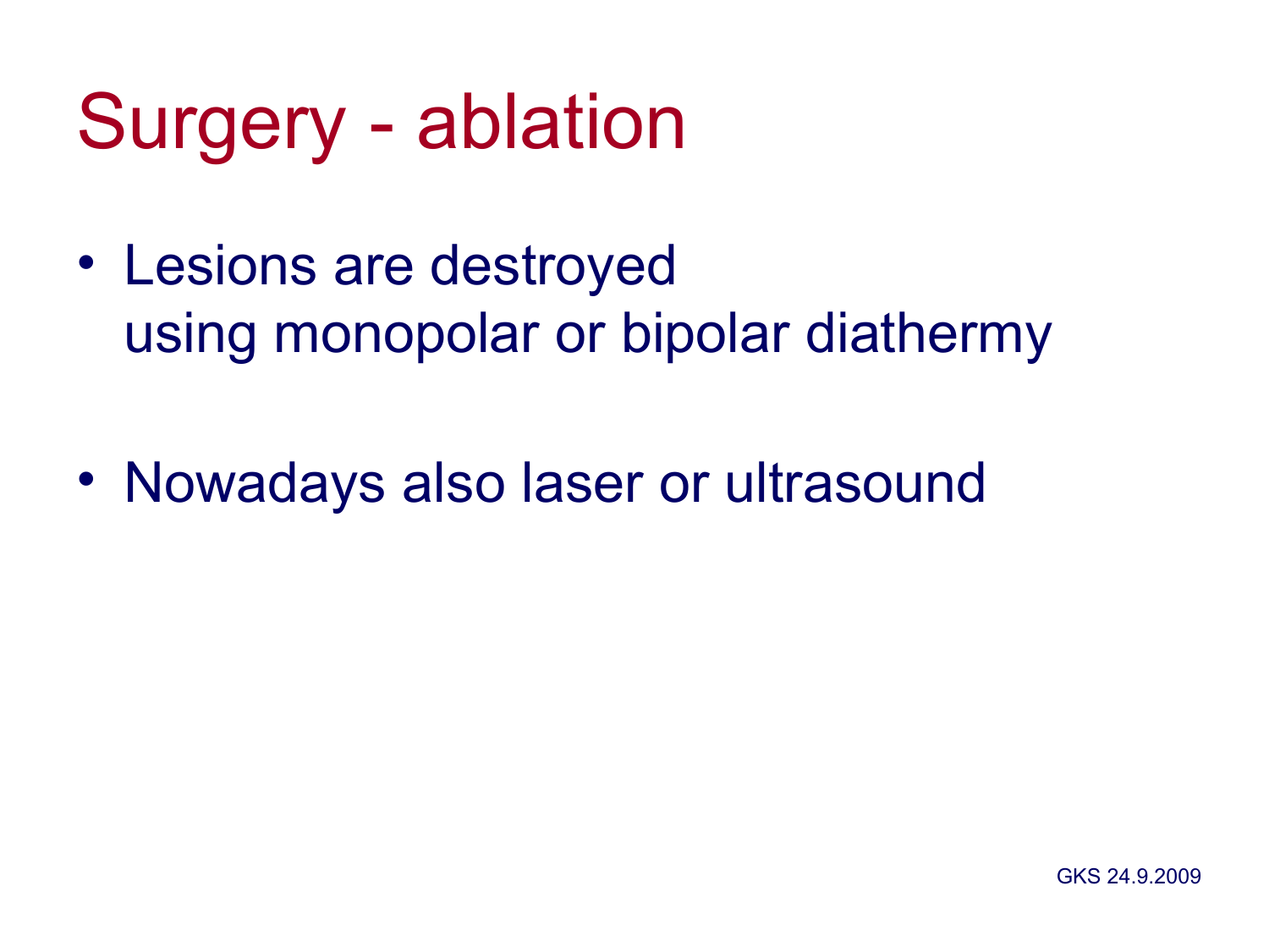# Surgery - ablation

- Lesions are destroyed
  using monopolar or bipolar diathermy
- Nowadays also laser or ultrasound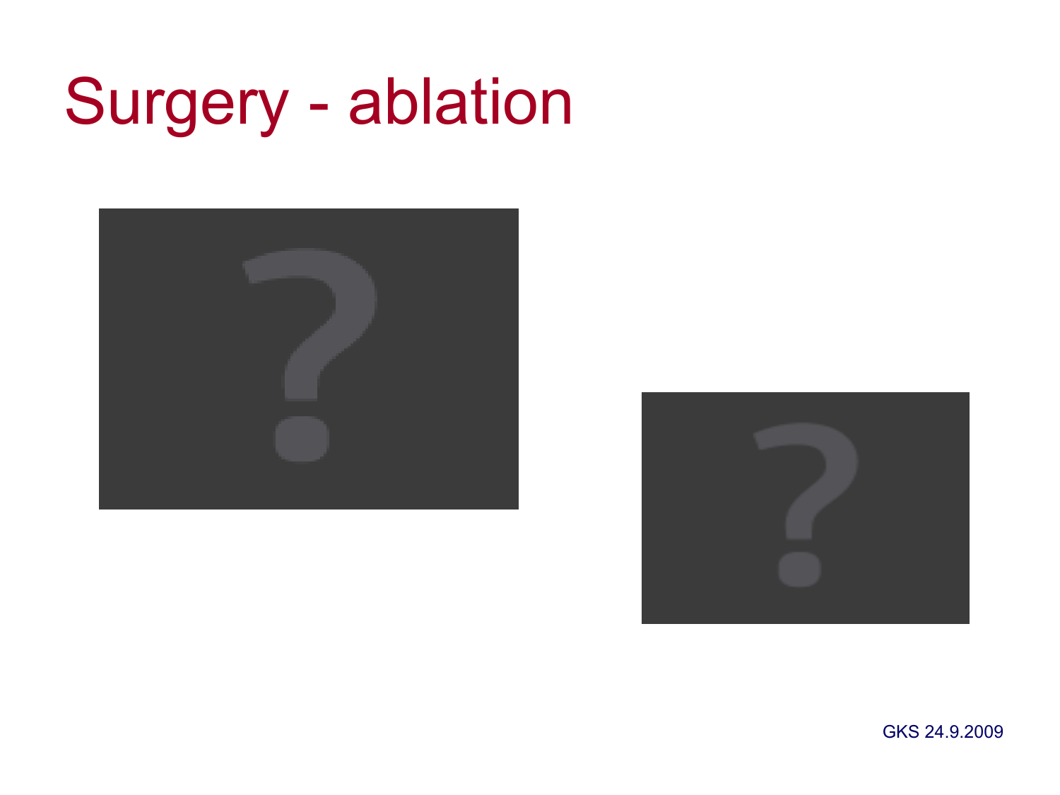# Surgery - ablation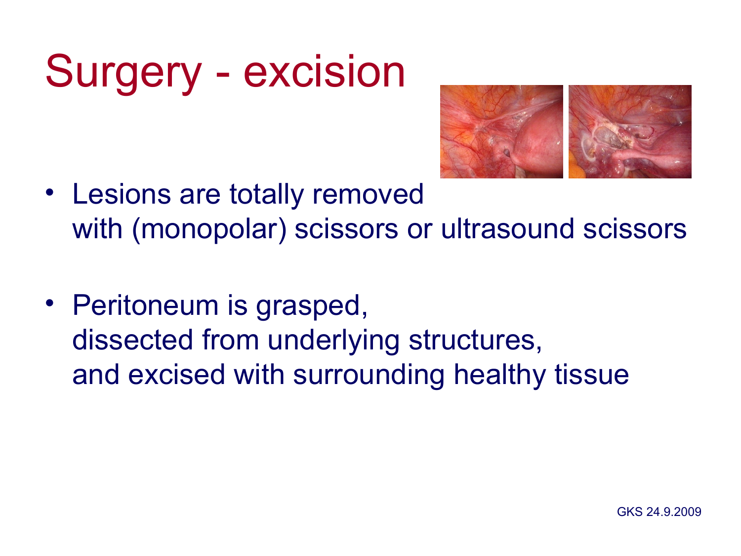# Surgery - excision

- Lesions are totally removed with (monopolar) scissors or ultrasound scissors
- Peritoneum is grasped, dissected from underlying structures, and excised with surrounding healthy tissue

GKS 24.9.2009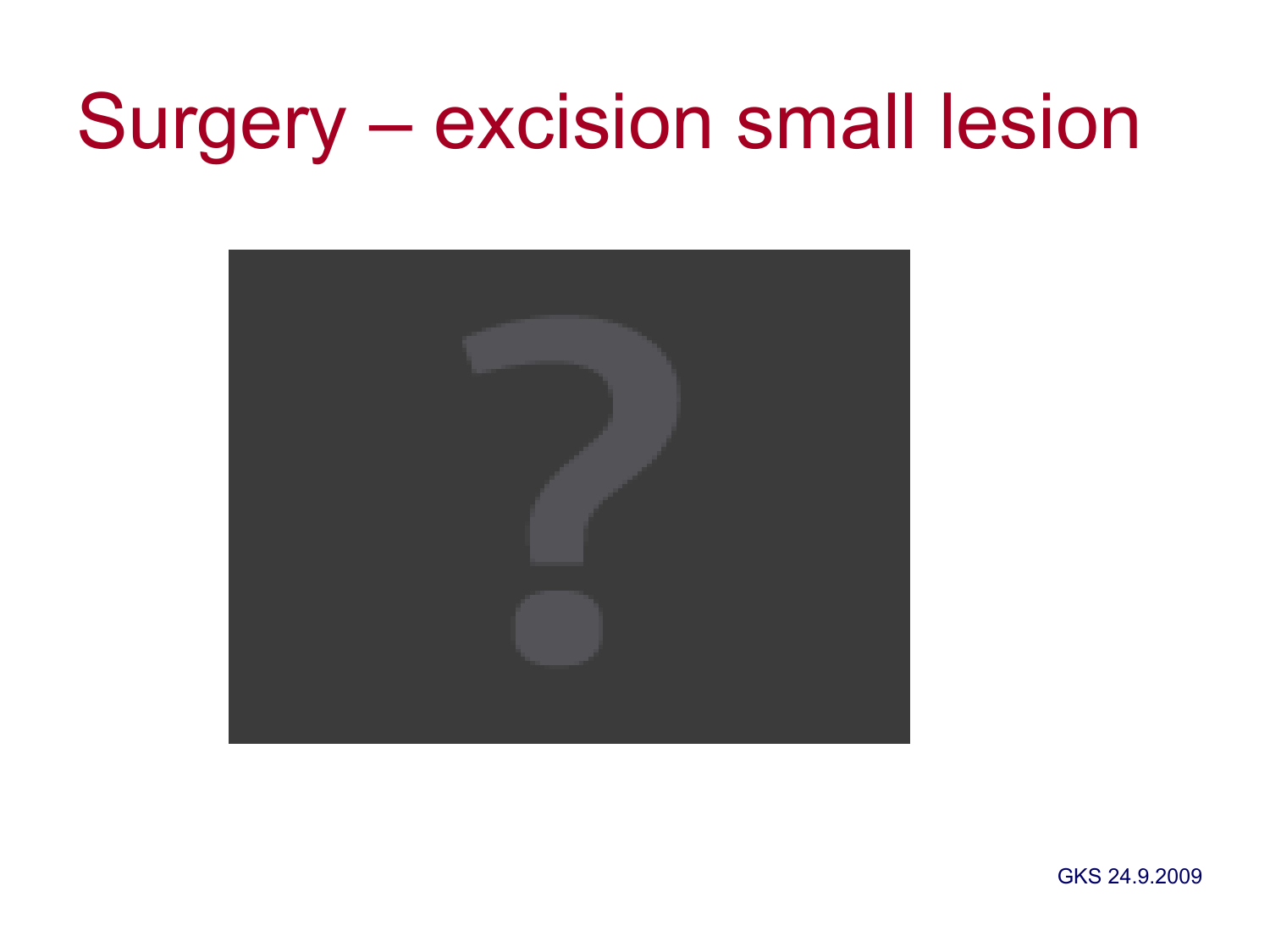# Surgery – excision small lesion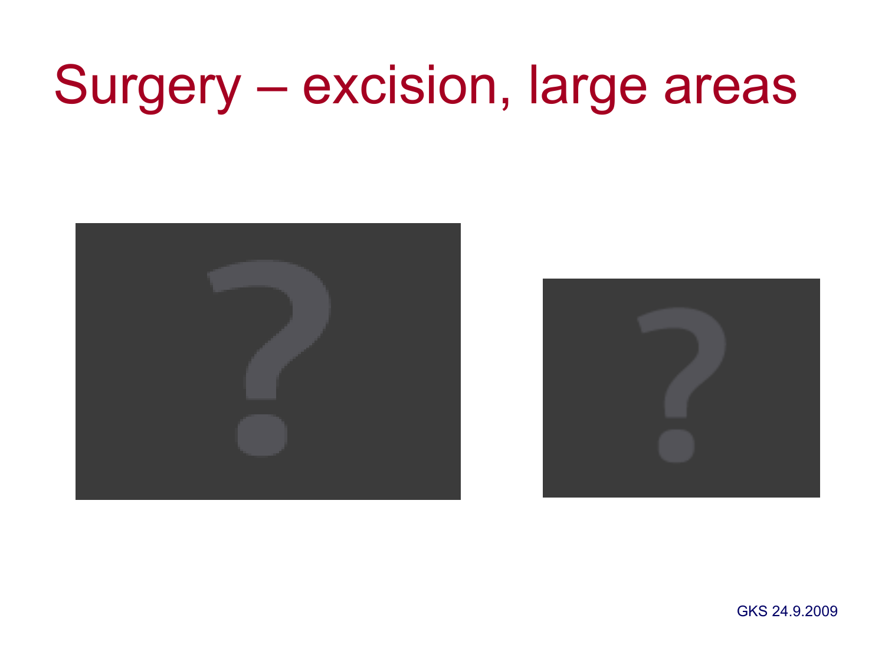# Surgery – excision, large areas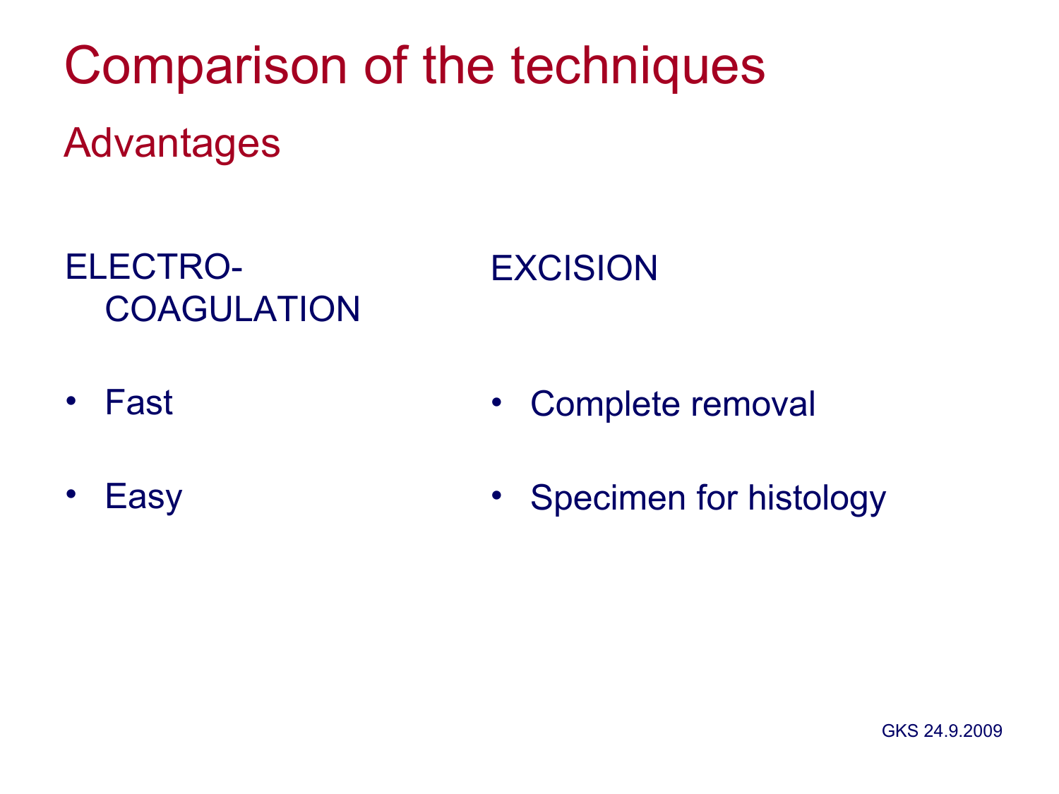# Comparison of the techniques

## Advantages

ELECTRO-COAGULATION

- Fast
- Easy

EXCISION

- Complete removal
- Specimen for histology

GKS 24.9.2009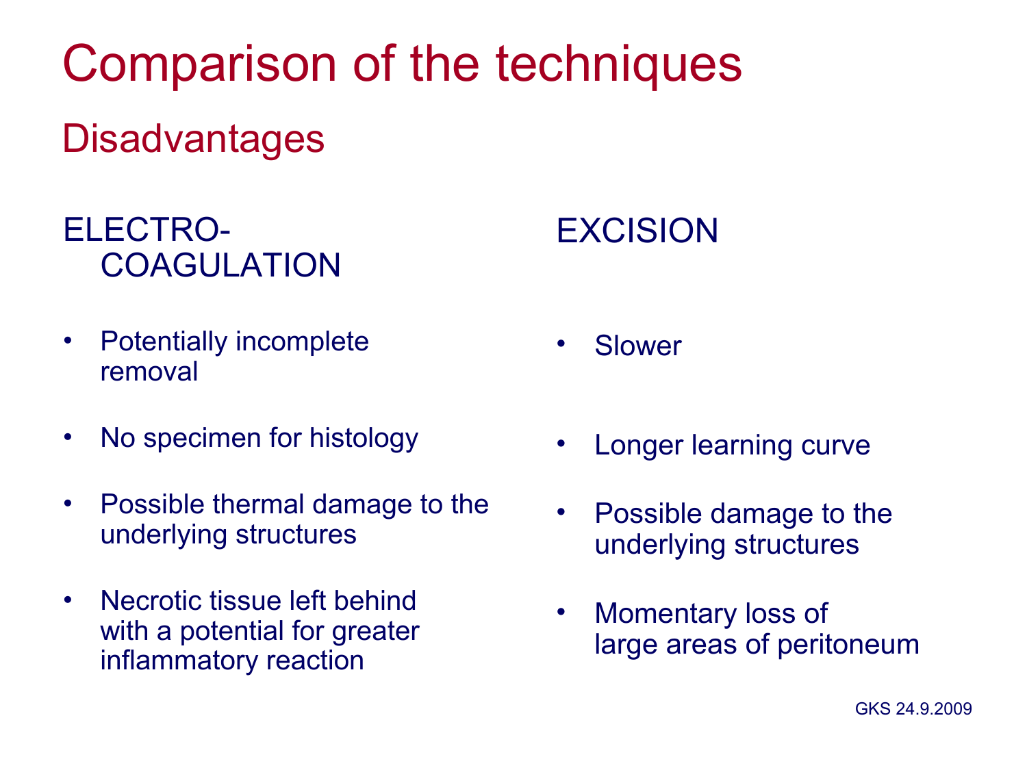# Comparison of the techniques

## Disadvantages

### ELECTRO-COAGULATION

- Potentially incomplete removal
- No specimen for histology
- Possible thermal damage to the underlying structures
- Necrotic tissue left behind with a potential for greater inflammatory reaction

### EXCISION

- Slower
- Longer learning curve
- Possible damage to the underlying structures
- Momentary loss of large areas of peritoneum

GKS 24.9.2009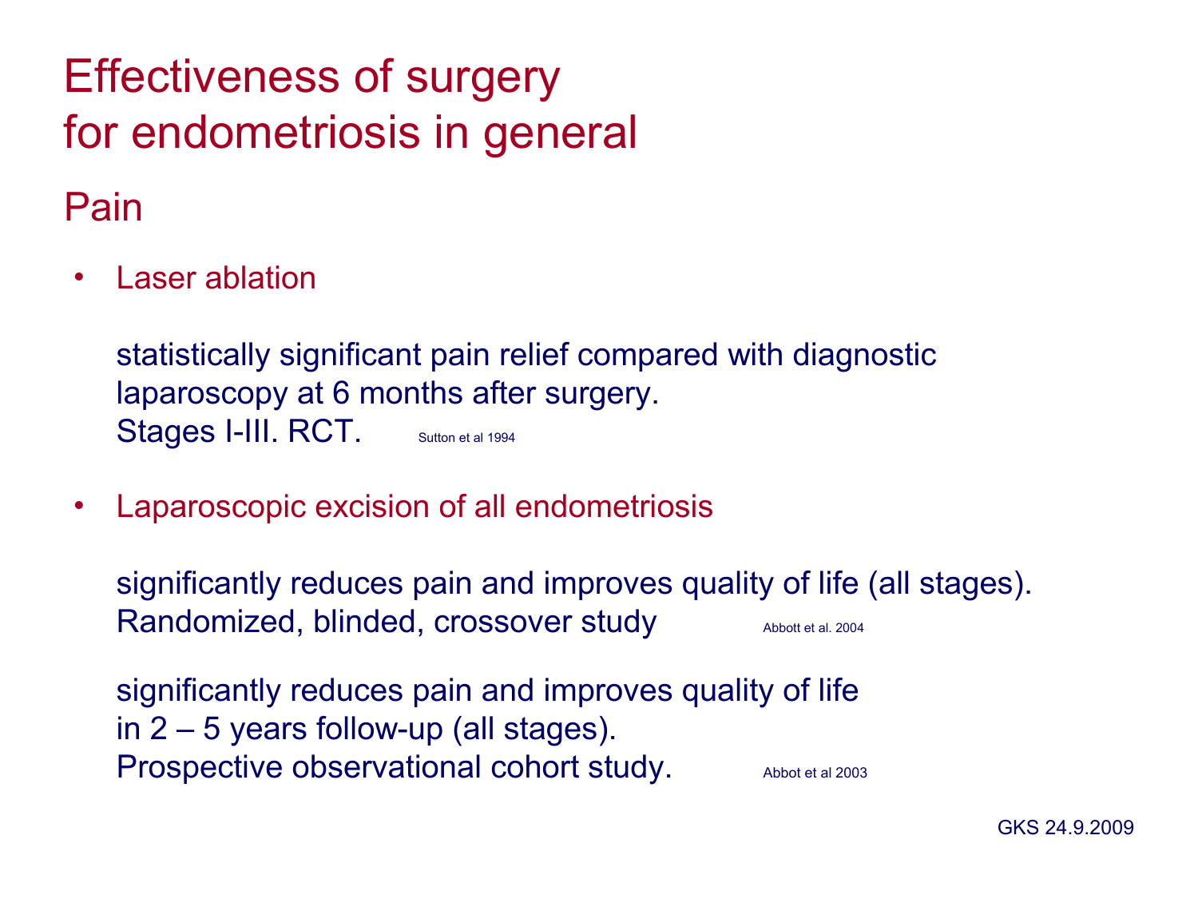# Effectiveness of surgery for endometriosis in general

## Pain

- Laser ablation

  statistically significant pain relief compared with diagnostic laparoscopy at 6 months after surgery.
  Stages I-III. RCT. Sutton et al 1994

- Laparoscopic excision of all endometriosis

  significantly reduces pain and improves quality of life (all stages).
  Randomized, blinded, crossover study Abbott et al. 2004

  significantly reduces pain and improves quality of life in 2 – 5 years follow-up (all stages).
  Prospective observational cohort study. Abbot et al 2003

GKS 24.9.2009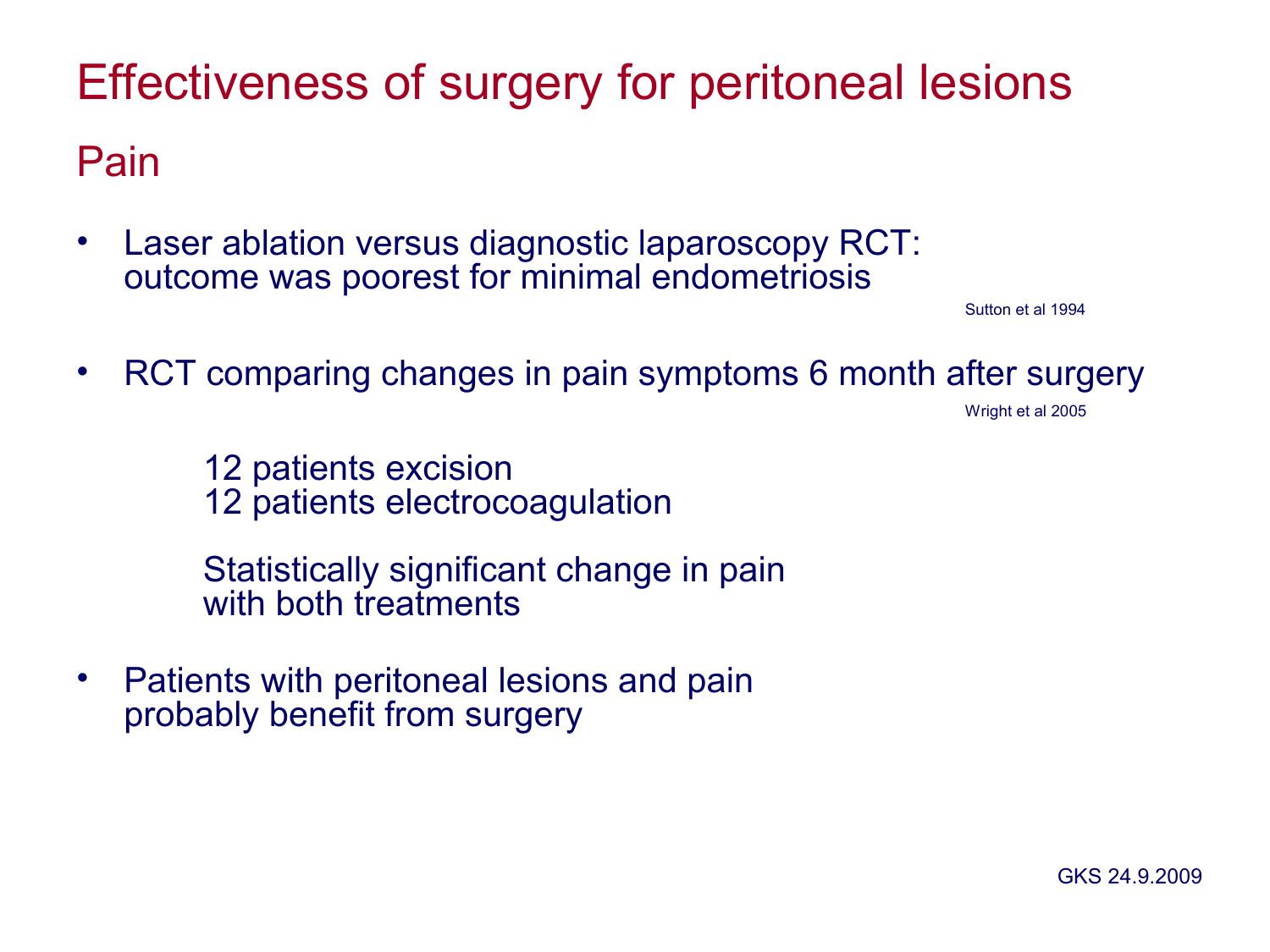# Effectiveness of surgery for peritoneal lesions

## Pain

- Laser ablation versus diagnostic laparoscopy RCT: outcome was poorest for minimal endometriosis

  Sutton et al 1994

- RCT comparing changes in pain symptoms 6 month after surgery

  Wright et al 2005

  12 patients excision
  12 patients electrocoagulation

  Statistically significant change in pain with both treatments

- Patients with peritoneal lesions and pain probably benefit from surgery

GKS 24.9.2009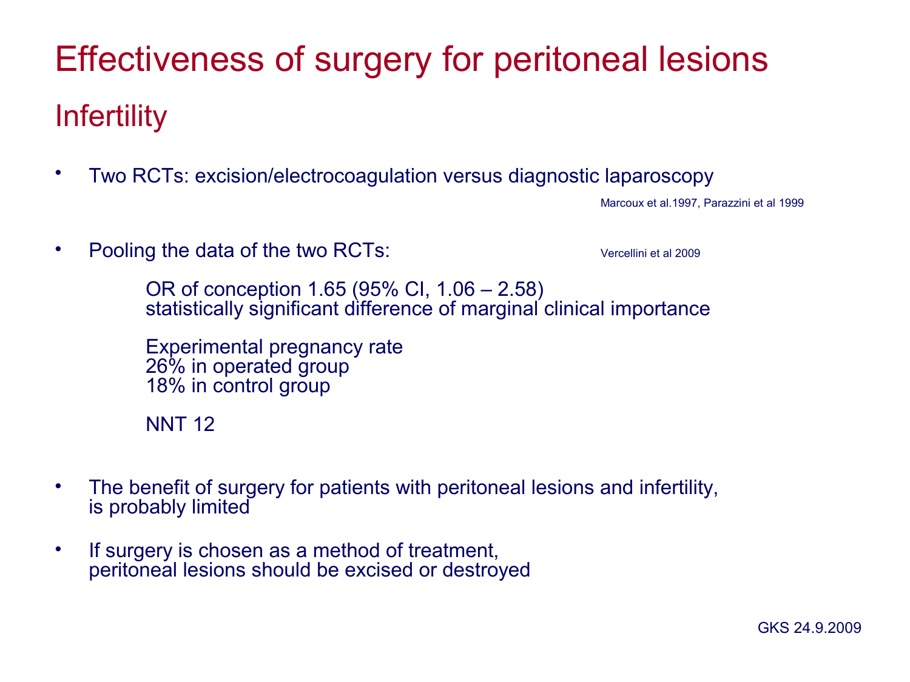# Effectiveness of surgery for peritoneal lesions

## Infertility

- Two RCTs: excision/electrocoagulation versus diagnostic laparoscopy

  Marcoux et al.1997, Parazzini et al 1999

- Pooling the data of the two RCTs: Vercellini et al 2009

  OR of conception 1.65 (95% CI, 1.06 – 2.58)
  statistically significant difference of marginal clinical importance

  Experimental pregnancy rate
  26% in operated group
  18% in control group

  NNT 12

- The benefit of surgery for patients with peritoneal lesions and infertility, is probably limited

- If surgery is chosen as a method of treatment, peritoneal lesions should be excised or destroyed

GKS 24.9.2009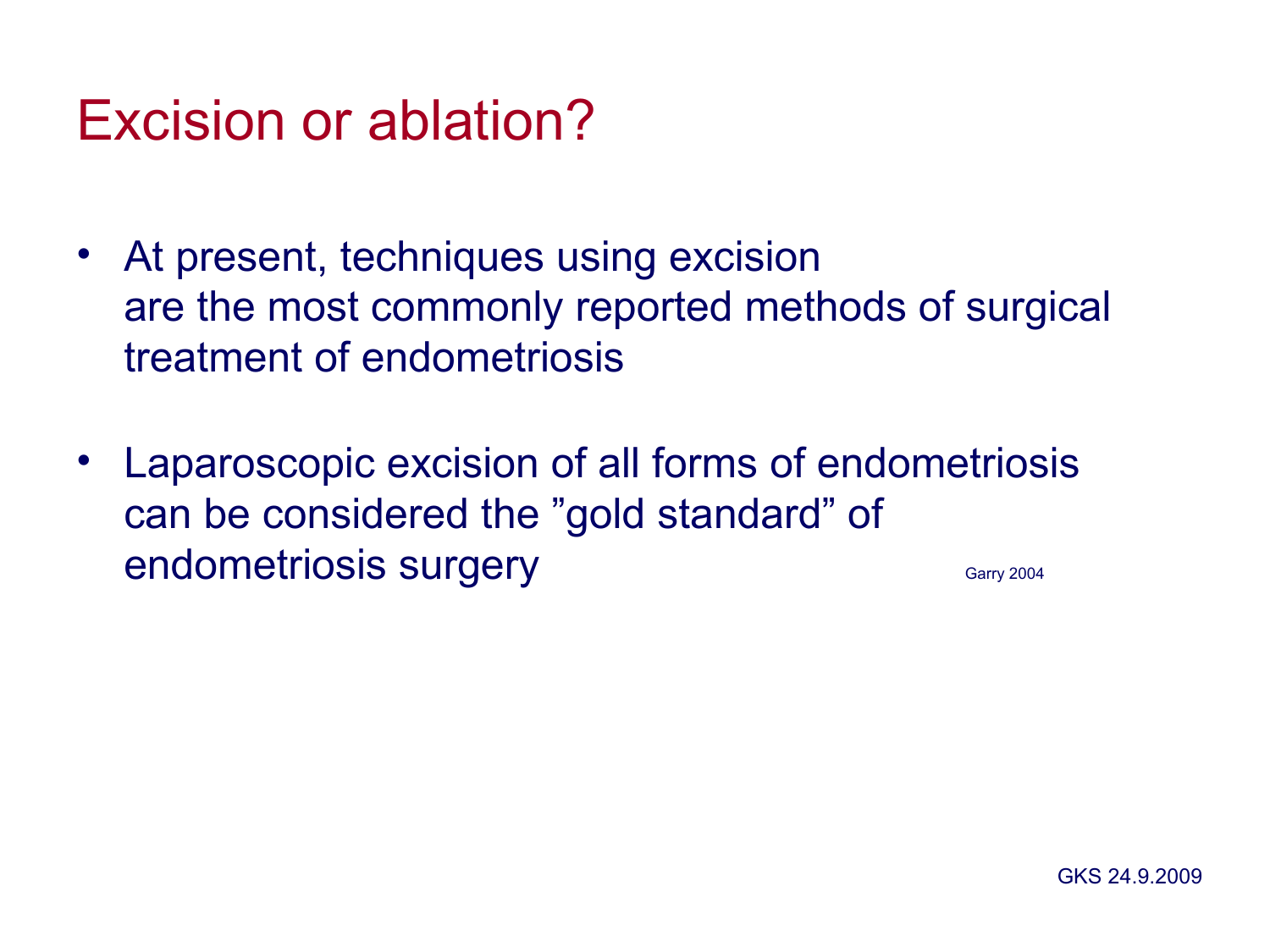# Excision or ablation?

- At present, techniques using excision are the most commonly reported methods of surgical treatment of endometriosis
- Laparoscopic excision of all forms of endometriosis can be considered the ”gold standard” of endometriosis surgery Garry 2004

GKS 24.9.2009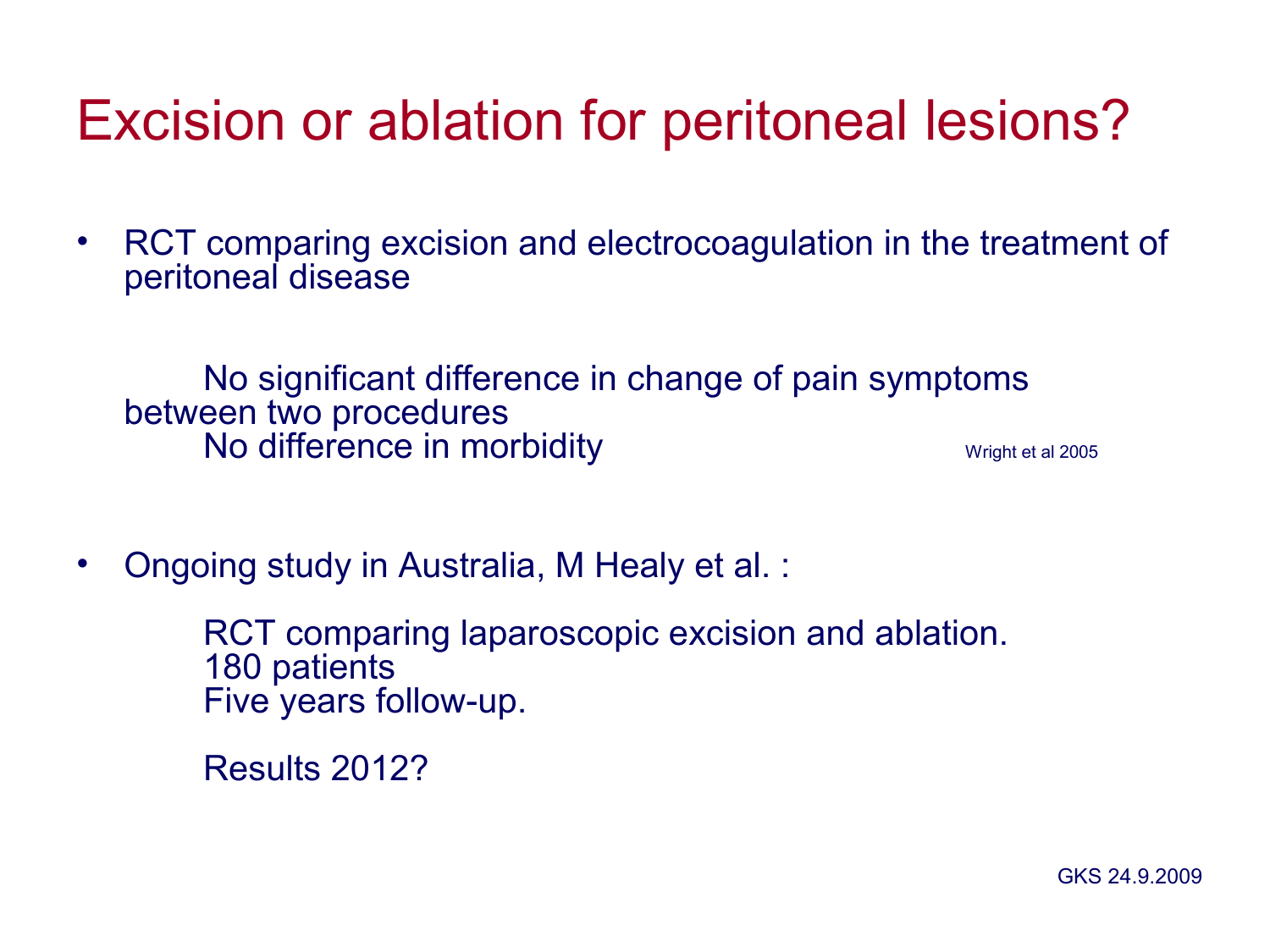# Excision or ablation for peritoneal lesions?

- RCT comparing excision and electrocoagulation in the treatment of peritoneal disease

  No significant difference in change of pain symptoms between two procedures
  No difference in morbidity

  Wright et al 2005

- Ongoing study in Australia, M Healy et al. :

  RCT comparing laparoscopic excision and ablation.
  180 patients
  Five years follow-up.

  Results 2012?

GKS 24.9.2009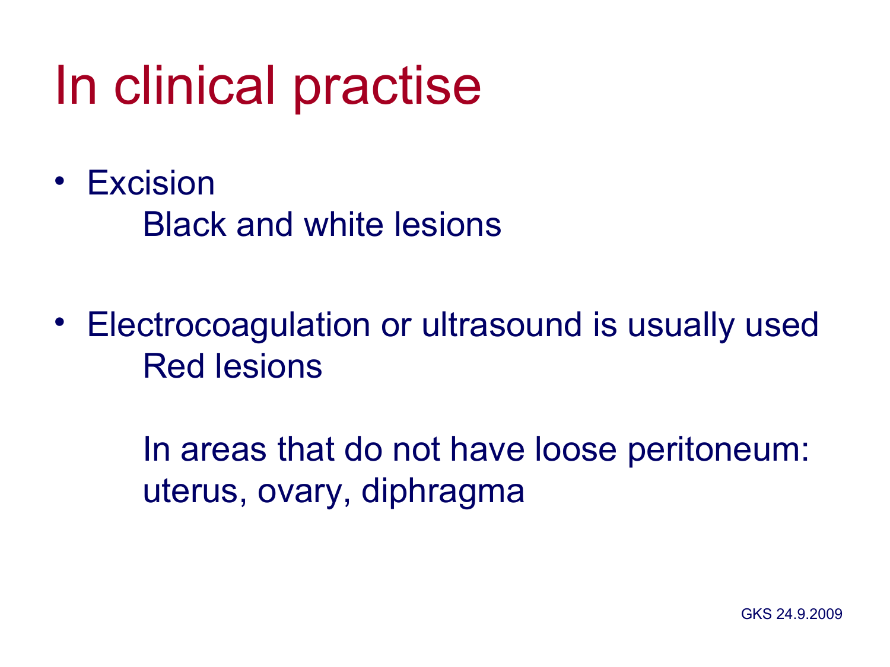# In clinical practise

- Excision

  Black and white lesions

- Electrocoagulation or ultrasound is usually used

  Red lesions

  In areas that do not have loose peritoneum: uterus, ovary, diphragma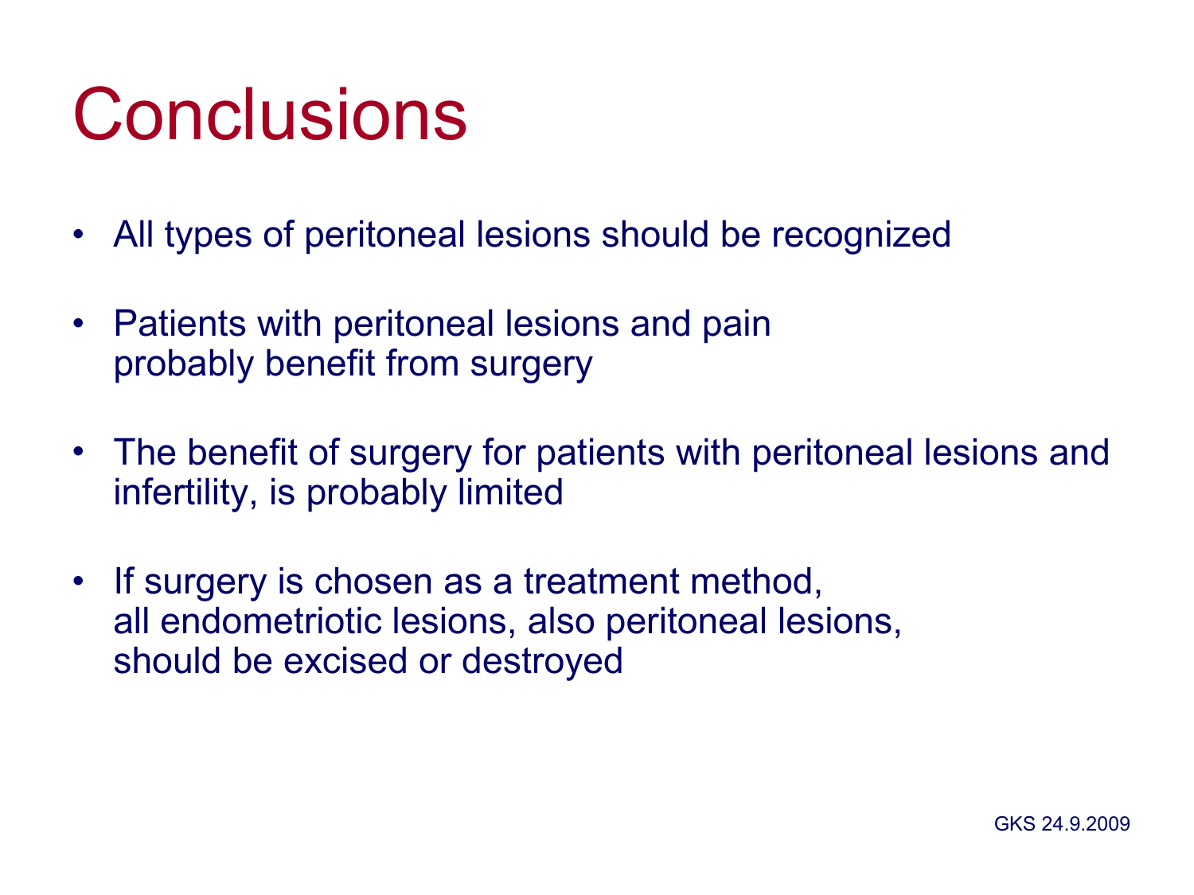# Conclusions

- All types of peritoneal lesions should be recognized
- Patients with peritoneal lesions and pain probably benefit from surgery
- The benefit of surgery for patients with peritoneal lesions and infertility, is probably limited
- If surgery is chosen as a treatment method, all endometriotic lesions, also peritoneal lesions, should be excised or destroyed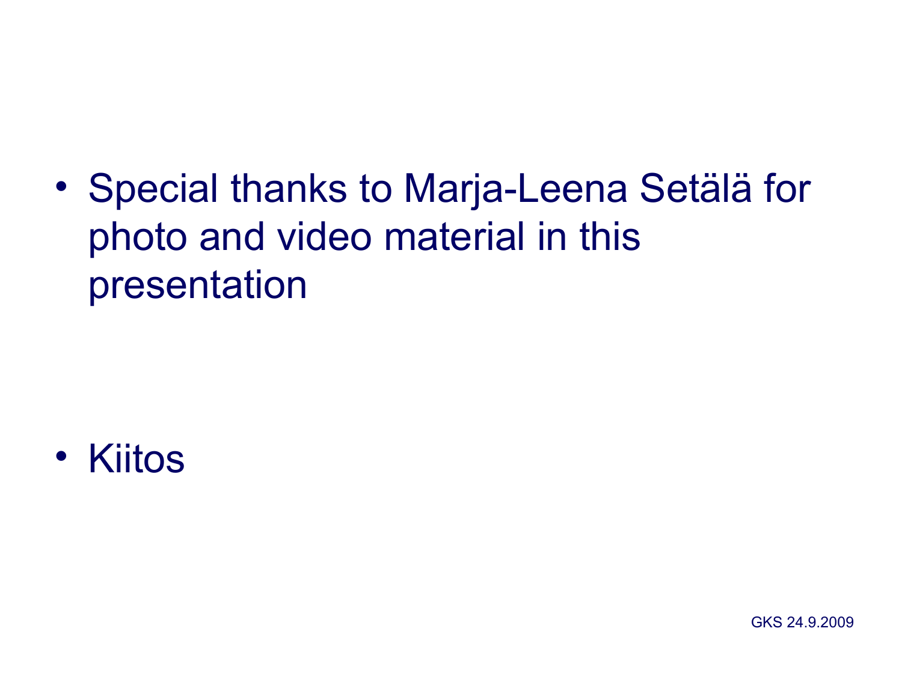- Special thanks to Marja-Leena Setälä for photo and video material in this presentation

- Kiitos